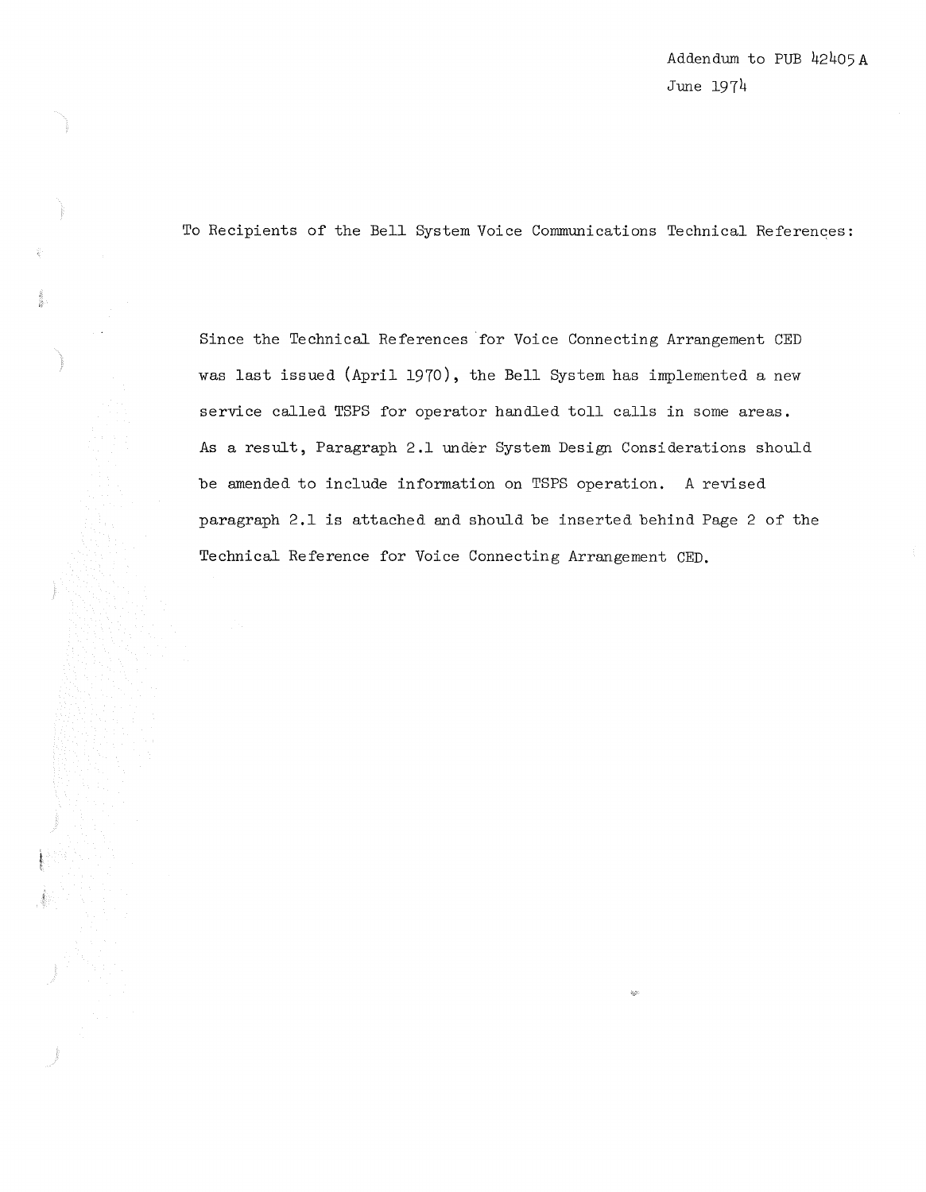Addendum to PUB 42405 A
June 1974

To Recipients of the Bell System Voice Communications Technical References:

Since the Technical References for Voice Connecting Arrangement CED was last issued (April 1970), the Bell System has implemented a new service called TSPS for operator handled toll calls in some areas. As a result, Paragraph 2.1 under System Design Considerations should be amended to include information on TSPS operation. A revised paragraph 2.1 is attached and should be inserted behind Page 2 of the Technical Reference for Voice Connecting Arrangement CED.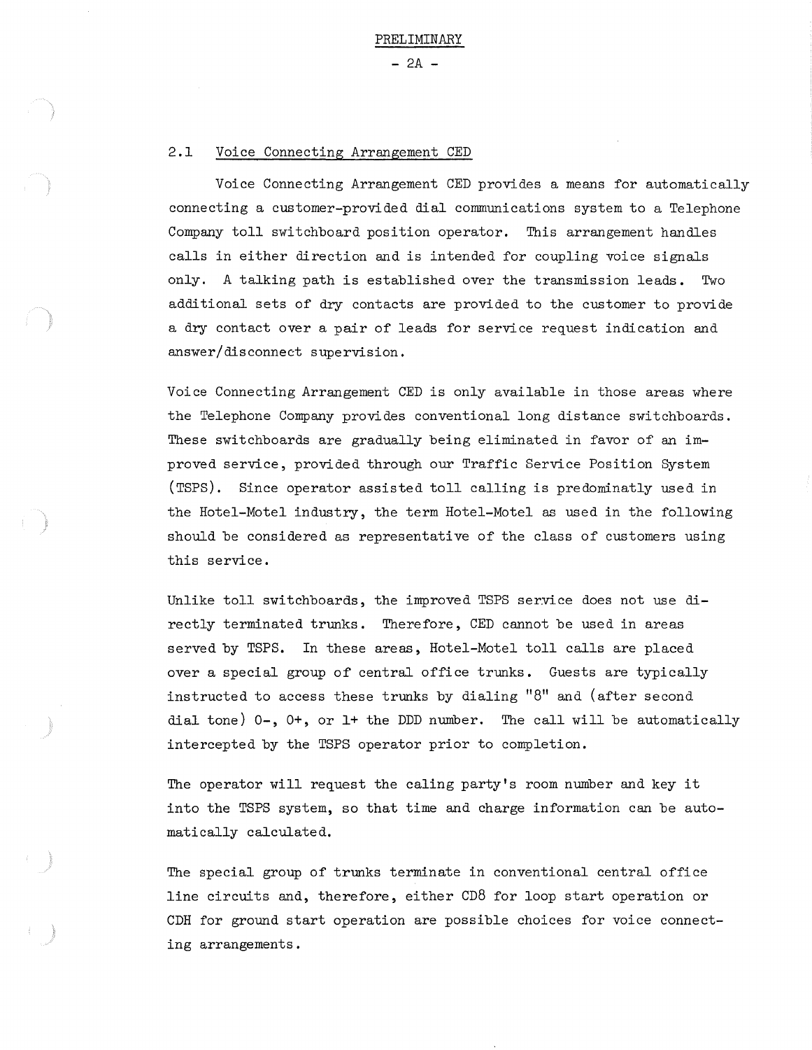PRELIMINARY

## 2.1 Voice Connecting Arrangement CED

Voice Connecting Arrangement CED provides a means for automatically connecting a customer-provided dial communications system to a Telephone Company toll switchboard position operator. This arrangement handles calls in either direction and is intended for coupling voice signals only. A talking path is established over the transmission leads. Two additional sets of dry contacts are provided to the customer to provide a dry contact over a pair of leads for service request indication and answer/disconnect supervision.

Voice Connecting Arrangement CED is only available in those areas where the Telephone Company provides conventional long distance switchboards. These switchboards are gradually being eliminated in favor of an improved service, provided through our Traffic Service Position System (TSPS). Since operator assisted toll calling is predominatly used in the Hotel-Motel industry, the term Hotel-Motel as used in the following should be considered as representative of the class of customers using this service.

Unlike toll switchboards, the improved TSPS service does not use directly terminated trunks. Therefore, CED cannot be used in areas served by TSPS. In these areas, Hotel-Motel toll calls are placed over a special group of central office trunks. Guests are typically instructed to access these trunks by dialing "8" and (after second dial tone) 0-, 0+, or 1+ the DDD number. The call will be automatically intercepted by the TSPS operator prior to completion.

The operator will request the caling party's room number and key it into the TSPS system, so that time and charge information can be automatically calculated.

The special group of trunks terminate in conventional central office line circuits and, therefore, either CD8 for loop start operation or CDH for ground start operation are possible choices for voice connecting arrangements.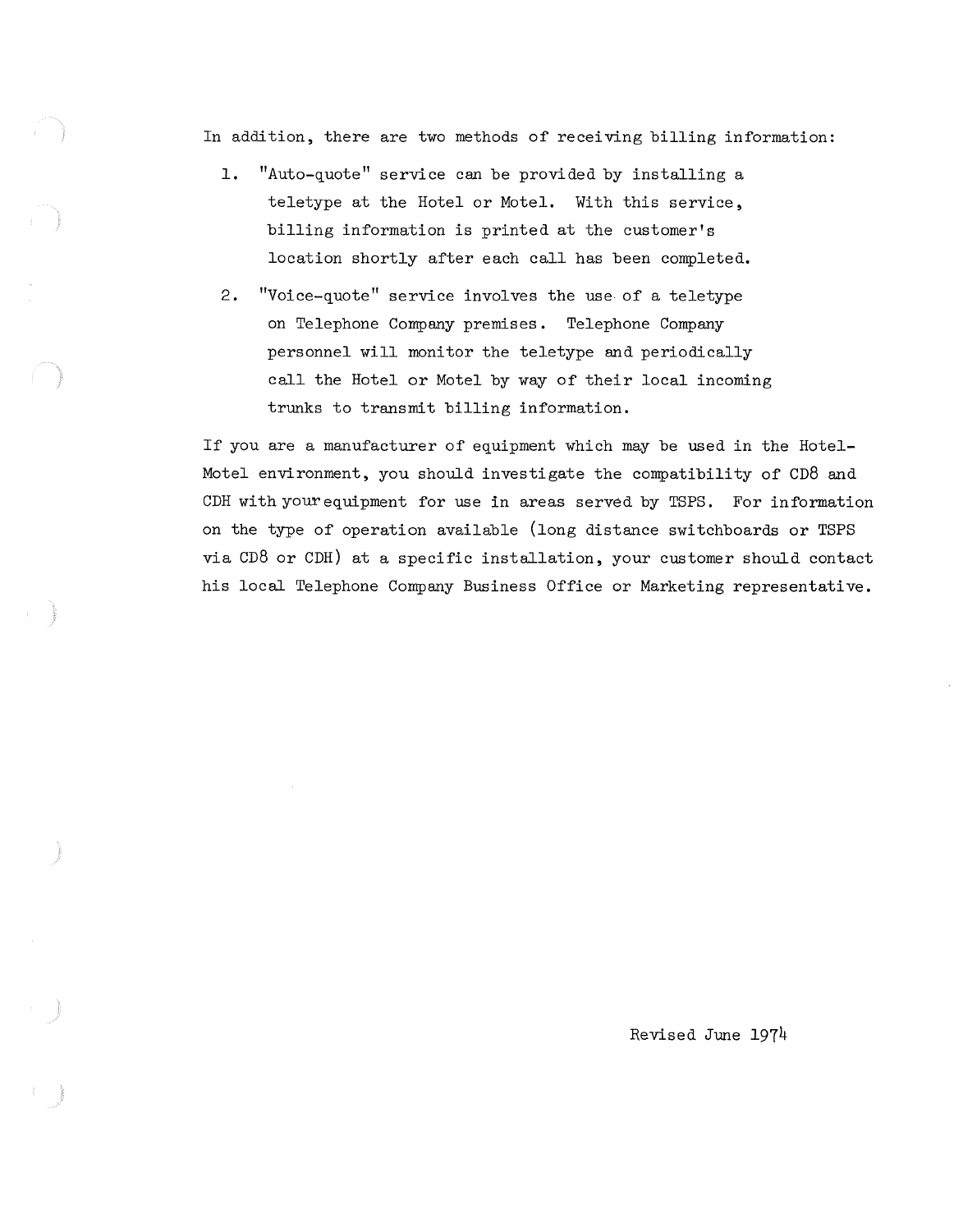In addition, there are two methods of receiving billing information:

1. "Auto-quote" service can be provided by installing a teletype at the Hotel or Motel. With this service, billing information is printed at the customer's location shortly after each call has been completed.

2. "Voice-quote" service involves the use of a teletype on Telephone Company premises. Telephone Company personnel will monitor the teletype and periodically call the Hotel or Motel by way of their local incoming trunks to transmit billing information.

If you are a manufacturer of equipment which may be used in the Hotel-Motel environment, you should investigate the compatibility of CD8 and CDH with your equipment for use in areas served by TSPS. For information on the type of operation available (long distance switchboards or TSPS via CD8 or CDH) at a specific installation, your customer should contact his local Telephone Company Business Office or Marketing representative.

Revised June 1974